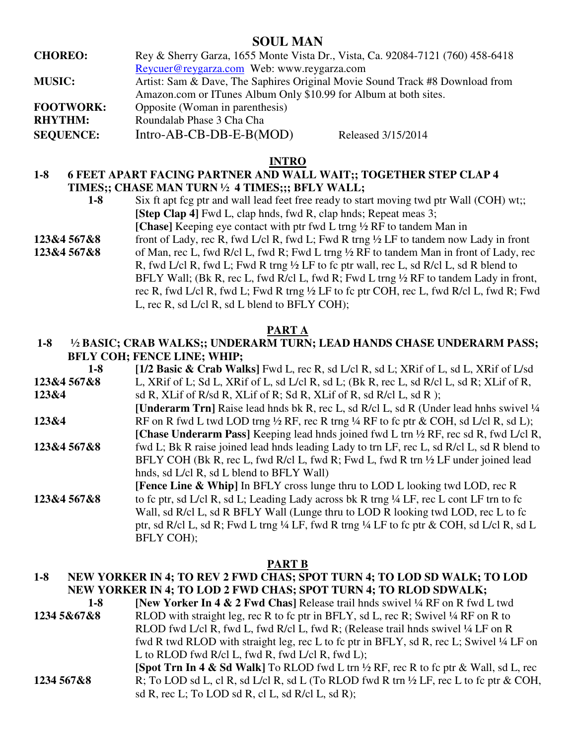# SOUL MAN

**CHOREO:** Rey & Sherry Garza, 1655 Monte Vista Dr., Vista, Ca. 92084-7121 (760) 458-6418
Reycuer@reygarza.com Web: www.reygarza.com

**MUSIC:** Artist: Sam & Dave, The Saphires Original Movie Sound Track #8 Download from Amazon.com or ITunes Album Only $10.99 for Album at both sites.

**FOOTWORK:** Opposite (Woman in parenthesis)

**RHYTHM:** Roundalab Phase 3 Cha Cha

**SEQUENCE:** Intro-AB-CB-DB-E-B(MOD) Released 3/15/2014

## INTRO

**1-8 6 FEET APART FACING PARTNER AND WALL WAIT;; TOGETHER STEP CLAP 4 TIMES;; CHASE MAN TURN ½ 4 TIMES;;; BFLY WALL;**

1-8 Six ft apt fcg ptr and wall lead feet free ready to start moving twd ptr Wall (COH) wt;;
**[Step Clap 4]** Fwd L, clap hnds, fwd R, clap hnds; Repeat meas 3;
**[Chase]** Keeping eye contact with ptr fwd L trng ½ RF to tandem Man in

123&4 567&8 front of Lady, rec R, fwd L/cl R, fwd L; Fwd R trng ½ LF to tandem now Lady in front

123&4 567&8 of Man, rec L, fwd R/cl L, fwd R; Fwd L trng ½ RF to tandem Man in front of Lady, rec R, fwd L/cl R, fwd L; Fwd R trng ½ LF to fc ptr wall, rec L, sd R/cl L, sd R blend to BFLY Wall; (Bk R, rec L, fwd R/cl L, fwd R; Fwd L trng ½ RF to tandem Lady in front, rec R, fwd L/cl R, fwd L; Fwd R trng ½ LF to fc ptr COH, rec L, fwd R/cl L, fwd R; Fwd L, rec R, sd L/cl R, sd L blend to BFLY COH);

## PART A

**1-8 ½ BASIC; CRAB WALKS;; UNDERARM TURN; LEAD HANDS CHASE UNDERARM PASS; BFLY COH; FENCE LINE; WHIP;**

1-8 **[1/2 Basic & Crab Walks]** Fwd L, rec R, sd L/cl R, sd L; XRif of L, sd L, XRif of L/sd

123&4 567&8 L, XRif of L; Sd L, XRif of L, sd L/cl R, sd L; (Bk R, rec L, sd R/cl L, sd R; XLif of R,

123&4 sd R, XLif of R/sd R, XLif of R; Sd R, XLif of R, sd R/cl L, sd R );
**[Underarm Trn]** Raise lead hnds bk R, rec L, sd R/cl L, sd R (Under lead hnhs swivel ¼

123&4 RF on R fwd L twd LOD trng ½ RF, rec R trng ¼ RF to fc ptr & COH, sd L/cl R, sd L);
**[Chase Underarm Pass]** Keeping lead hnds joined fwd L trn ½ RF, rec sd R, fwd L/cl R,

123&4 567&8 fwd L; Bk R raise joined lead hnds leading Lady to trn LF, rec L, sd R/cl L, sd R blend to BFLY COH (Bk R, rec L, fwd R/cl L, fwd R; Fwd L, fwd R trn ½ LF under joined lead hnds, sd L/cl R, sd L blend to BFLY Wall)
**[Fence Line & Whip]** In BFLY cross lunge thru to LOD L looking twd LOD, rec R

123&4 567&8 to fc ptr, sd L/cl R, sd L; Leading Lady across bk R trng ¼ LF, rec L cont LF trn to fc Wall, sd R/cl L, sd R BFLY Wall (Lunge thru to LOD R looking twd LOD, rec L to fc ptr, sd R/cl L, sd R; Fwd L trng ¼ LF, fwd R trng ¼ LF to fc ptr & COH, sd L/cl R, sd L BFLY COH);

## PART B

**1-8 NEW YORKER IN 4; TO REV 2 FWD CHAS; SPOT TURN 4; TO LOD SD WALK; TO LOD NEW YORKER IN 4; TO LOD 2 FWD CHAS; SPOT TURN 4; TO RLOD SDWALK;**

1-8 **[New Yorker In 4 & 2 Fwd Chas]** Release trail hnds swivel ¼ RF on R fwd L twd

1234 5&67&8 RLOD with straight leg, rec R to fc ptr in BFLY, sd L, rec R; Swivel ¼ RF on R to RLOD fwd L/cl R, fwd L, fwd R/cl L, fwd R; (Release trail hnds swivel ¼ LF on R fwd R twd RLOD with straight leg, rec L to fc ptr in BFLY, sd R, rec L; Swivel ¼ LF on L to RLOD fwd R/cl L, fwd R, fwd L/cl R, fwd L);
**[Spot Trn In 4 & Sd Walk]** To RLOD fwd L trn ½ RF, rec R to fc ptr & Wall, sd L, rec

1234 567&8 R; To LOD sd L, cl R, sd L/cl R, sd L (To RLOD fwd R trn ½ LF, rec L to fc ptr & COH, sd R, rec L; To LOD sd R, cl L, sd R/cl L, sd R);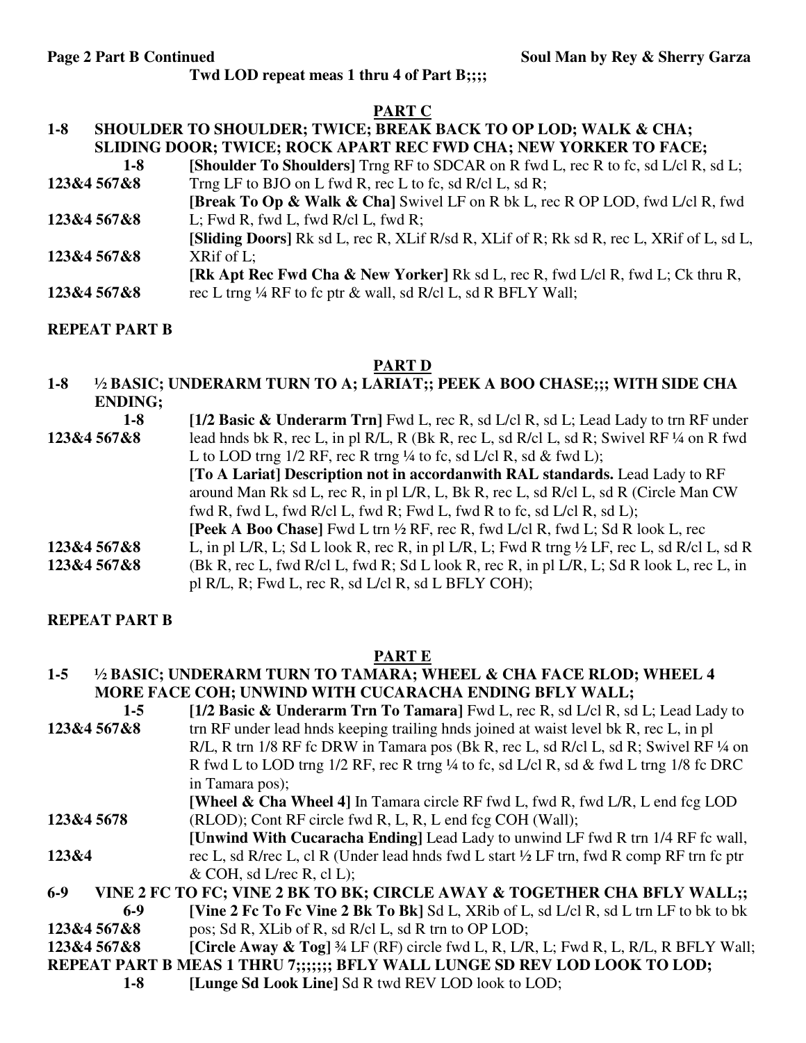**Twd LOD repeat meas 1 thru 4 of Part B;;;;**

## PART C

**1-8 SHOULDER TO SHOULDER; TWICE; BREAK BACK TO OP LOD; WALK & CHA; SLIDING DOOR; TWICE; ROCK APART REC FWD CHA; NEW YORKER TO FACE;**

**1-8** **[Shoulder To Shoulders]** Trng RF to SDCAR on R fwd L, rec R to fc, sd L/cl R, sd L;

123&4 567&8 Trng LF to BJO on L fwd R, rec L to fc, sd R/cl L, sd R;

**[Break To Op & Walk & Cha]** Swivel LF on R bk L, rec R OP LOD, fwd L/cl R, fwd

123&4 567&8 L; Fwd R, fwd L, fwd R/cl L, fwd R;

**[Sliding Doors]** Rk sd L, rec R, XLif R/sd R, XLif of R; Rk sd R, rec L, XRif of L, sd L,

123&4 567&8 XRif of L;

**[Rk Apt Rec Fwd Cha & New Yorker]** Rk sd L, rec R, fwd L/cl R, fwd L; Ck thru R,

123&4 567&8 rec L trng ¼ RF to fc ptr & wall, sd R/cl L, sd R BFLY Wall;

**REPEAT PART B**

## PART D

**1-8 ½ BASIC; UNDERARM TURN TO A; LARIAT;; PEEK A BOO CHASE;;; WITH SIDE CHA ENDING;**

**1-8** **[1/2 Basic & Underarm Trn]** Fwd L, rec R, sd L/cl R, sd L; Lead Lady to trn RF under

123&4 567&8 lead hnds bk R, rec L, in pl R/L, R (Bk R, rec L, sd R/cl L, sd R; Swivel RF ¼ on R fwd L to LOD trng 1/2 RF, rec R trng ¼ to fc, sd L/cl R, sd & fwd L);

**[To A Lariat] Description not in accordanwith RAL standards.** Lead Lady to RF around Man Rk sd L, rec R, in pl L/R, L, Bk R, rec L, sd R/cl L, sd R (Circle Man CW fwd R, fwd L, fwd R/cl L, fwd R; Fwd L, fwd R to fc, sd L/cl R, sd L);

**[Peek A Boo Chase]** Fwd L trn ½ RF, rec R, fwd L/cl R, fwd L; Sd R look L, rec

123&4 567&8 L, in pl L/R, L; Sd L look R, rec R, in pl L/R, L; Fwd R trng ½ LF, rec L, sd R/cl L, sd R

123&4 567&8 (Bk R, rec L, fwd R/cl L, fwd R; Sd L look R, rec R, in pl L/R, L; Sd R look L, rec L, in pl R/L, R; Fwd L, rec R, sd L/cl R, sd L BFLY COH);

**REPEAT PART B**

## PART E

**1-5 ½ BASIC; UNDERARM TURN TO TAMARA; WHEEL & CHA FACE RLOD; WHEEL 4 MORE FACE COH; UNWIND WITH CUCARACHA ENDING BFLY WALL;**

**1-5** **[1/2 Basic & Underarm Trn To Tamara]** Fwd L, rec R, sd L/cl R, sd L; Lead Lady to

123&4 567&8 trn RF under lead hnds keeping trailing hnds joined at waist level bk R, rec L, in pl R/L, R trn 1/8 RF fc DRW in Tamara pos (Bk R, rec L, sd R/cl L, sd R; Swivel RF ¼ on R fwd L to LOD trng 1/2 RF, rec R trng ¼ to fc, sd L/cl R, sd & fwd L trng 1/8 fc DRC in Tamara pos);

**[Wheel & Cha Wheel 4]** In Tamara circle RF fwd L, fwd R, fwd L/R, L end fcg LOD

123&4 5678 (RLOD); Cont RF circle fwd R, L, R, L end fcg COH (Wall);

**[Unwind With Cucaracha Ending]** Lead Lady to unwind LF fwd R trn 1/4 RF fc wall,

123&4 rec L, sd R/rec L, cl R (Under lead hnds fwd L start ½ LF trn, fwd R comp RF trn fc ptr & COH, sd L/rec R, cl L);

**6-9 VINE 2 FC TO FC; VINE 2 BK TO BK; CIRCLE AWAY & TOGETHER CHA BFLY WALL;;**

**6-9** **[Vine 2 Fc To Fc Vine 2 Bk To Bk]** Sd L, XRib of L, sd L/cl R, sd L trn LF to bk to bk

123&4 567&8 pos; Sd R, XLib of R, sd R/cl L, sd R trn to OP LOD;

123&4 567&8 **[Circle Away & Tog]** ¾ LF (RF) circle fwd L, R, L/R, L; Fwd R, L, R/L, R BFLY Wall;

**REPEAT PART B MEAS 1 THRU 7;;;;;;; BFLY WALL LUNGE SD REV LOD LOOK TO LOD;**

**1-8** **[Lunge Sd Look Line]** Sd R twd REV LOD look to LOD;